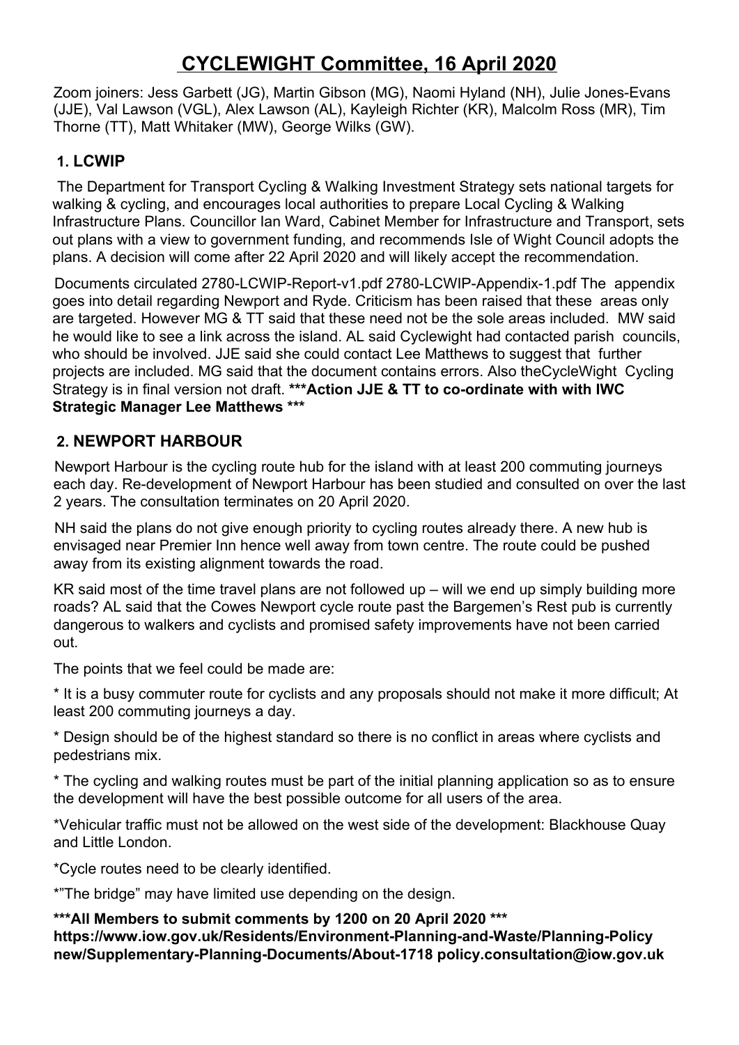# CYCLEWIGHT Committee, 16 April 2020

Zoom joiners: Jess Garbett (JG), Martin Gibson (MG), Naomi Hyland (NH), Julie Jones-Evans (JJE), Val Lawson (VGL), Alex Lawson (AL), Kayleigh Richter (KR), Malcolm Ross (MR), Tim Thorne (TT), Matt Whitaker (MW), George Wilks (GW).

## 1. LCWIP

The Department for Transport Cycling & Walking Investment Strategy sets national targets for walking & cycling, and encourages local authorities to prepare Local Cycling & Walking Infrastructure Plans. Councillor Ian Ward, Cabinet Member for Infrastructure and Transport, sets out plans with a view to government funding, and recommends Isle of Wight Council adopts the plans. A decision will come after 22 April 2020 and will likely accept the recommendation.

Documents circulated 2780-LCWIP-Report-v1.pdf 2780-LCWIP-Appendix-1.pdf The appendix goes into detail regarding Newport and Ryde. Criticism has been raised that these areas only are targeted. However MG & TT said that these need not be the sole areas included. MW said he would like to see a link across the island. AL said Cyclewight had contacted parish councils, who should be involved. JJE said she could contact Lee Matthews to suggest that further projects are included. MG said that the document contains errors. Also theCycleWight Cycling Strategy is in final version not draft. **\*\*\*Action JJE & TT to co-ordinate with with IWC Strategic Manager Lee Matthews \*\*\***

## 2. NEWPORT HARBOUR

Newport Harbour is the cycling route hub for the island with at least 200 commuting journeys each day. Re-development of Newport Harbour has been studied and consulted on over the last 2 years. The consultation terminates on 20 April 2020.

NH said the plans do not give enough priority to cycling routes already there. A new hub is envisaged near Premier Inn hence well away from town centre. The route could be pushed away from its existing alignment towards the road.

KR said most of the time travel plans are not followed up – will we end up simply building more roads? AL said that the Cowes Newport cycle route past the Bargemen's Rest pub is currently dangerous to walkers and cyclists and promised safety improvements have not been carried out.

The points that we feel could be made are:

* It is a busy commuter route for cyclists and any proposals should not make it more difficult; At least 200 commuting journeys a day.

* Design should be of the highest standard so there is no conflict in areas where cyclists and pedestrians mix.

* The cycling and walking routes must be part of the initial planning application so as to ensure the development will have the best possible outcome for all users of the area.

*Vehicular traffic must not be allowed on the west side of the development: Blackhouse Quay and Little London.

*Cycle routes need to be clearly identified.

*"The bridge" may have limited use depending on the design.

**\*\*\*All Members to submit comments by 1200 on 20 April 2020 \*\*\***
**https://www.iow.gov.uk/Residents/Environment-Planning-and-Waste/Planning-Policy new/Supplementary-Planning-Documents/About-1718 policy.consultation@iow.gov.uk**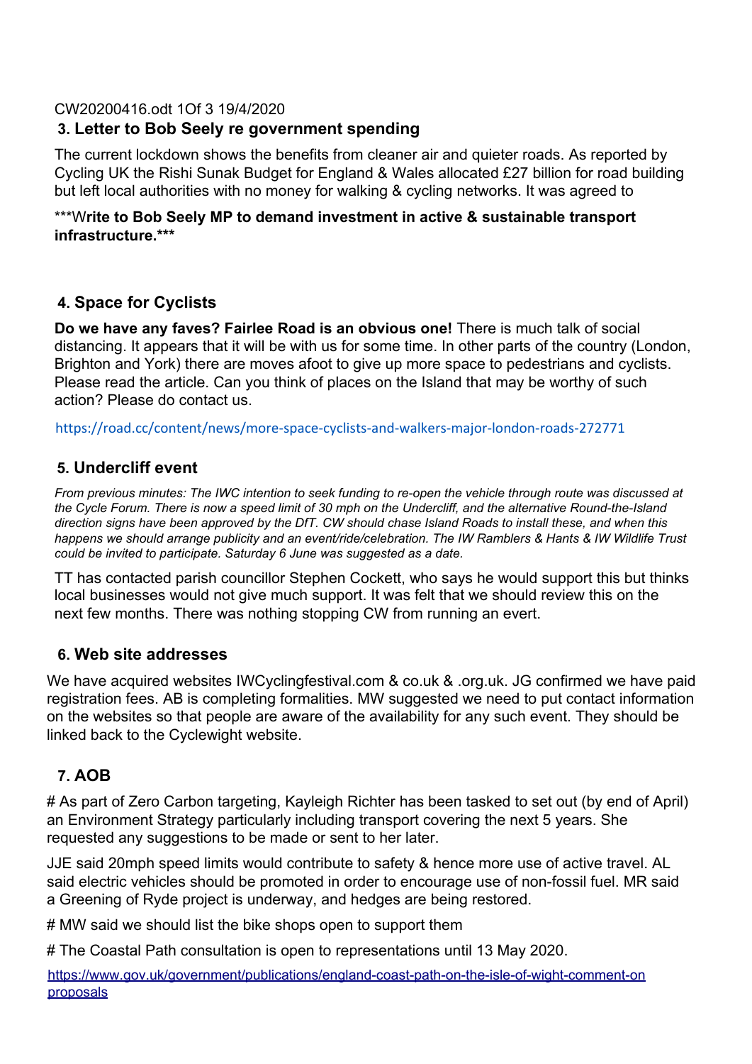### 3. Letter to Bob Seely re government spending

The current lockdown shows the benefits from cleaner air and quieter roads. As reported by Cycling UK the Rishi Sunak Budget for England & Wales allocated £27 billion for road building but left local authorities with no money for walking & cycling networks. It was agreed to

***W**rite to Bob Seely MP to demand investment in active & sustainable transport infrastructure.*****

### 4. Space for Cyclists

**Do we have any faves? Fairlee Road is an obvious one!** There is much talk of social distancing. It appears that it will be with us for some time. In other parts of the country (London, Brighton and York) there are moves afoot to give up more space to pedestrians and cyclists. Please read the article. Can you think of places on the Island that may be worthy of such action? Please do contact us.

https://road.cc/content/news/more-space-cyclists-and-walkers-major-london-roads-272771

### 5. Undercliff event

*From previous minutes: The IWC intention to seek funding to re-open the vehicle through route was discussed at the Cycle Forum. There is now a speed limit of 30 mph on the Undercliff, and the alternative Round-the-Island direction signs have been approved by the DfT. CW should chase Island Roads to install these, and when this happens we should arrange publicity and an event/ride/celebration. The IW Ramblers & Hants & IW Wildlife Trust could be invited to participate. Saturday 6 June was suggested as a date.*

TT has contacted parish councillor Stephen Cockett, who says he would support this but thinks local businesses would not give much support. It was felt that we should review this on the next few months. There was nothing stopping CW from running an evert.

### 6. Web site addresses

We have acquired websites IWCyclingfestival.com & co.uk & .org.uk. JG confirmed we have paid registration fees. AB is completing formalities. MW suggested we need to put contact information on the websites so that people are aware of the availability for any such event. They should be linked back to the Cyclewight website.

### 7. AOB

# As part of Zero Carbon targeting, Kayleigh Richter has been tasked to set out (by end of April) an Environment Strategy particularly including transport covering the next 5 years. She requested any suggestions to be made or sent to her later.

JJE said 20mph speed limits would contribute to safety & hence more use of active travel. AL said electric vehicles should be promoted in order to encourage use of non-fossil fuel. MR said a Greening of Ryde project is underway, and hedges are being restored.

# MW said we should list the bike shops open to support them

# The Coastal Path consultation is open to representations until 13 May 2020.

https://www.gov.uk/government/publications/england-coast-path-on-the-isle-of-wight-comment-on-proposals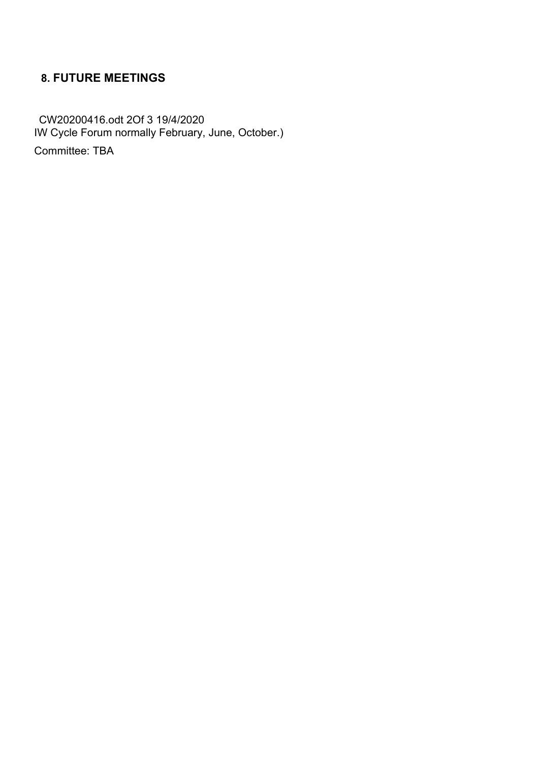## 8. FUTURE MEETINGS

IW Cycle Forum normally February, June, October.)

Committee: TBA